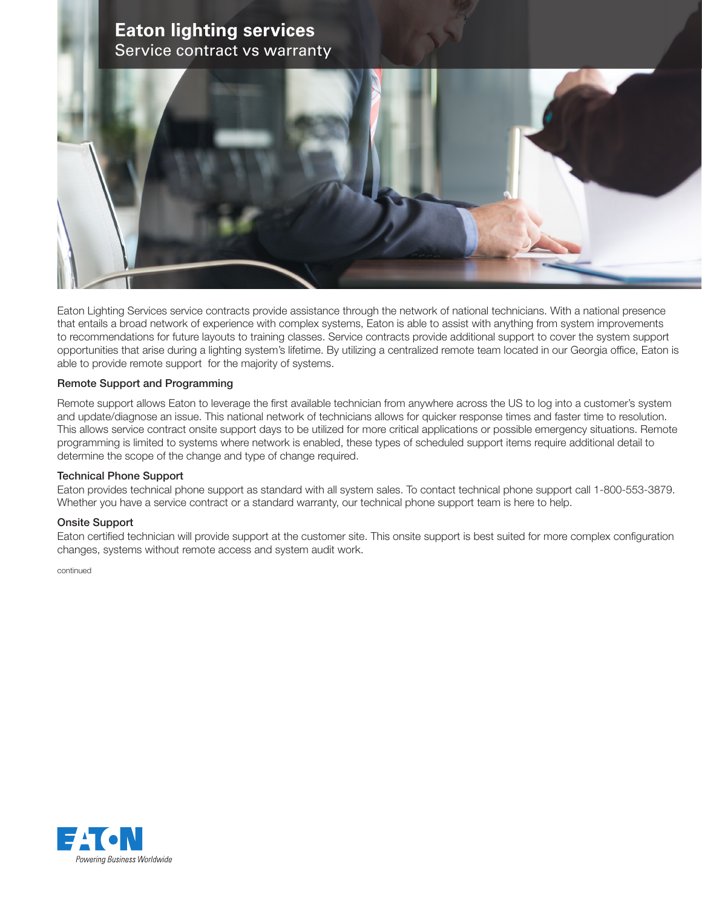# Eaton lighting services

## Service contract vs warranty

Eaton Lighting Services service contracts provide assistance through the network of national technicians. With a national presence that entails a broad network of experience with complex systems, Eaton is able to assist with anything from system improvements to recommendations for future layouts to training classes. Service contracts provide additional support to cover the system support opportunities that arise during a lighting system's lifetime. By utilizing a centralized remote team located in our Georgia office, Eaton is able to provide remote support for the majority of systems.

### Remote Support and Programming

Remote support allows Eaton to leverage the first available technician from anywhere across the US to log into a customer's system and update/diagnose an issue. This national network of technicians allows for quicker response times and faster time to resolution. This allows service contract onsite support days to be utilized for more critical applications or possible emergency situations. Remote programming is limited to systems where network is enabled, these types of scheduled support items require additional detail to determine the scope of the change and type of change required.

### Technical Phone Support

Eaton provides technical phone support as standard with all system sales. To contact technical phone support call 1-800-553-3879. Whether you have a service contract or a standard warranty, our technical phone support team is here to help.

### Onsite Support

Eaton certified technician will provide support at the customer site. This onsite support is best suited for more complex configuration changes, systems without remote access and system audit work.

continued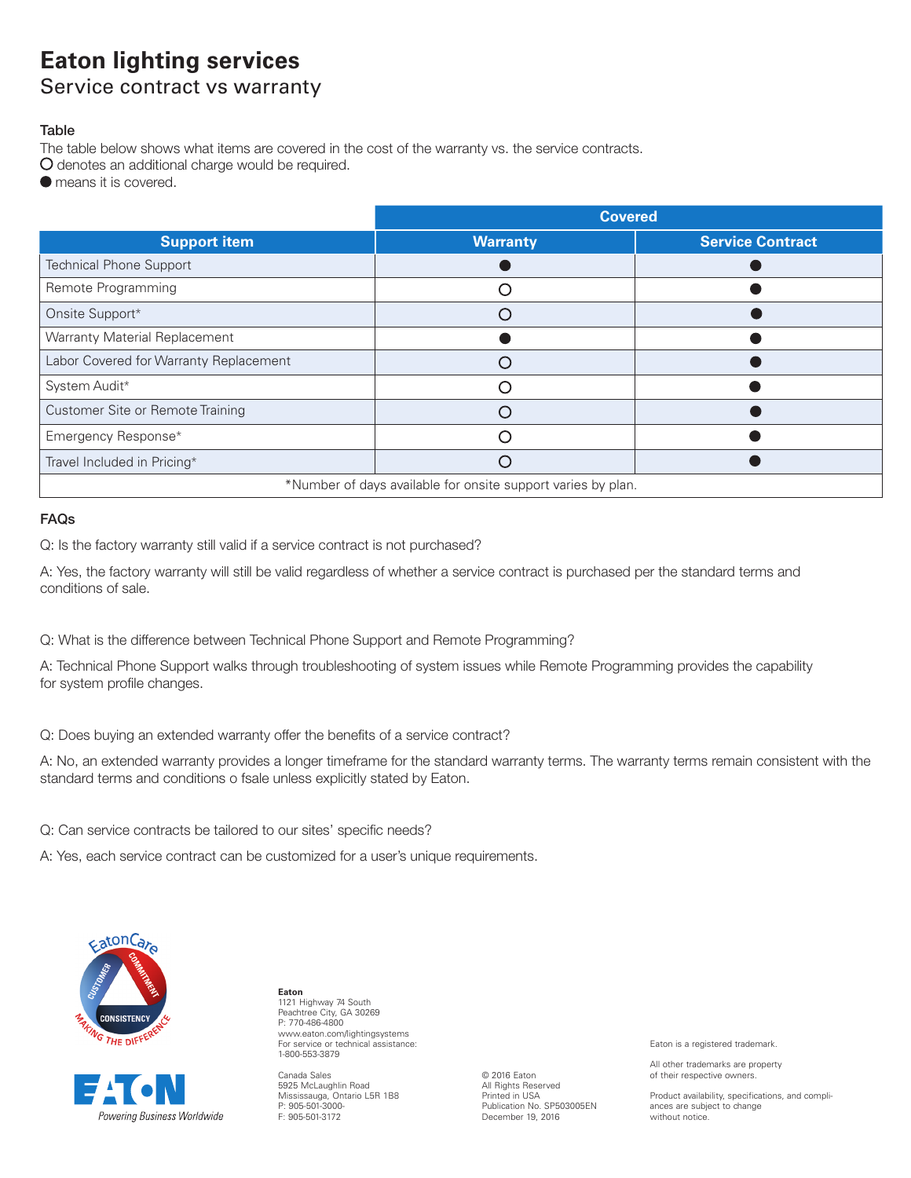# Eaton lighting services

## Service contract vs warranty

### Table

The table below shows what items are covered in the cost of the warranty vs. the service contracts.
○ denotes an additional charge would be required.
● means it is covered.

| | Covered | |
|---|---|---|
| **Support item** | **Warranty** | **Service Contract** |
| Technical Phone Support | ● | ● |
| Remote Programming | ○ | ● |
| Onsite Support* | ○ | ● |
| Warranty Material Replacement | ● | ● |
| Labor Covered for Warranty Replacement | ○ | ● |
| System Audit* | ○ | ● |
| Customer Site or Remote Training | ○ | ● |
| Emergency Response* | ○ | ● |
| Travel Included in Pricing* | ○ | ● |
| *Number of days available for onsite support varies by plan. | | |

### FAQs

Q: Is the factory warranty still valid if a service contract is not purchased?

A: Yes, the factory warranty will still be valid regardless of whether a service contract is purchased per the standard terms and conditions of sale.

Q: What is the difference between Technical Phone Support and Remote Programming?

A: Technical Phone Support walks through troubleshooting of system issues while Remote Programming provides the capability for system profile changes.

Q: Does buying an extended warranty offer the benefits of a service contract?

A: No, an extended warranty provides a longer timeframe for the standard warranty terms. The warranty terms remain consistent with the standard terms and conditions o fsale unless explicitly stated by Eaton.

Q: Can service contracts be tailored to our sites' specific needs?

A: Yes, each service contract can be customized for a user's unique requirements.

EatonCare
CUSTOMER COMMITMENT CONSISTENCY
MAKING THE DIFFERENCE

EATON
Powering Business Worldwide

**Eaton**
1121 Highway 74 South
Peachtree City, GA 30269
P: 770-486-4800
www.eaton.com/lightingsystems
For service or technical assistance:
1-800-553-3879

Canada Sales
5925 McLaughlin Road
Mississauga, Ontario L5R 1B8
P: 905-501-3000-
F: 905-501-3172

© 2016 Eaton
All Rights Reserved
Printed in USA
Publication No. SP503005EN
December 19, 2016

Eaton is a registered trademark.

All other trademarks are property of their respective owners.

Product availability, specifications, and compliances are subject to change without notice.